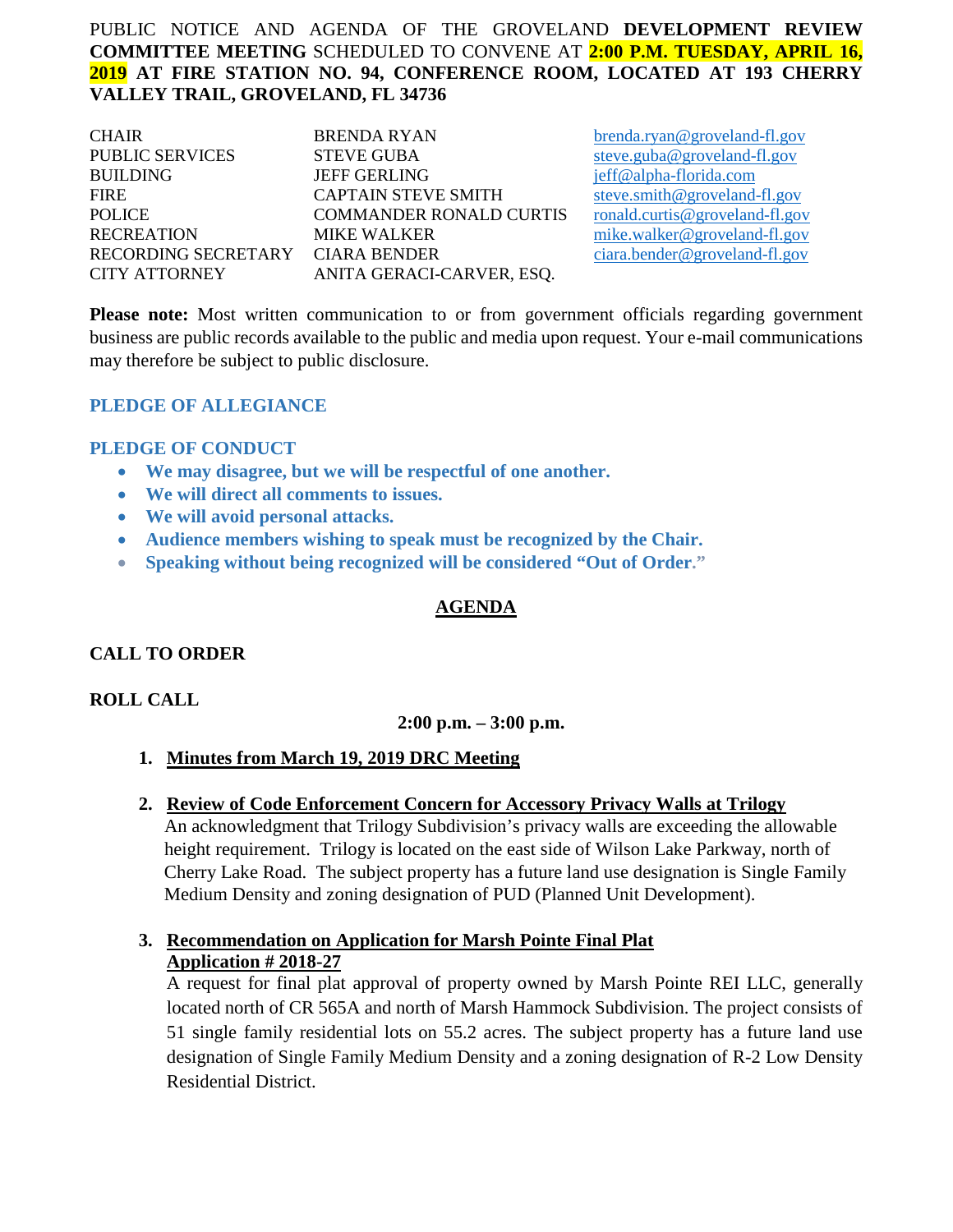PUBLIC NOTICE AND AGENDA OF THE GROVELAND **DEVELOPMENT REVIEW COMMITTEE MEETING** SCHEDULED TO CONVENE AT **2:00 P.M. TUESDAY, APRIL 16, 2019 AT FIRE STATION NO. 94, CONFERENCE ROOM, LOCATED AT 193 CHERRY VALLEY TRAIL, GROVELAND, FL 34736**

| | | |
|---|---|---|
| CHAIR | BRENDA RYAN | brenda.ryan@groveland-fl.gov |
| PUBLIC SERVICES | STEVE GUBA | steve.guba@groveland-fl.gov |
| BUILDING | JEFF GERLING | jeff@alpha-florida.com |
| FIRE | CAPTAIN STEVE SMITH | steve.smith@groveland-fl.gov |
| POLICE | COMMANDER RONALD CURTIS | ronald.curtis@groveland-fl.gov |
| RECREATION | MIKE WALKER | mike.walker@groveland-fl.gov |
| RECORDING SECRETARY | CIARA BENDER | ciara.bender@groveland-fl.gov |
| CITY ATTORNEY | ANITA GERACI-CARVER, ESQ. | |

**Please note:** Most written communication to or from government officials regarding government business are public records available to the public and media upon request. Your e-mail communications may therefore be subject to public disclosure.

**PLEDGE OF ALLEGIANCE**

**PLEDGE OF CONDUCT**

- **We may disagree, but we will be respectful of one another.**
- **We will direct all comments to issues.**
- **We will avoid personal attacks.**
- **Audience members wishing to speak must be recognized by the Chair.**
- **Speaking without being recognized will be considered "Out of Order."**

## AGENDA

**CALL TO ORDER**

**ROLL CALL**

**2:00 p.m. – 3:00 p.m.**

1. **Minutes from March 19, 2019 DRC Meeting**

2. **Review of Code Enforcement Concern for Accessory Privacy Walls at Trilogy**
   An acknowledgment that Trilogy Subdivision's privacy walls are exceeding the allowable height requirement. Trilogy is located on the east side of Wilson Lake Parkway, north of Cherry Lake Road. The subject property has a future land use designation is Single Family Medium Density and zoning designation of PUD (Planned Unit Development).

3. **Recommendation on Application for Marsh Pointe Final Plat Application # 2018-27**
   A request for final plat approval of property owned by Marsh Pointe REI LLC, generally located north of CR 565A and north of Marsh Hammock Subdivision. The project consists of 51 single family residential lots on 55.2 acres. The subject property has a future land use designation of Single Family Medium Density and a zoning designation of R-2 Low Density Residential District.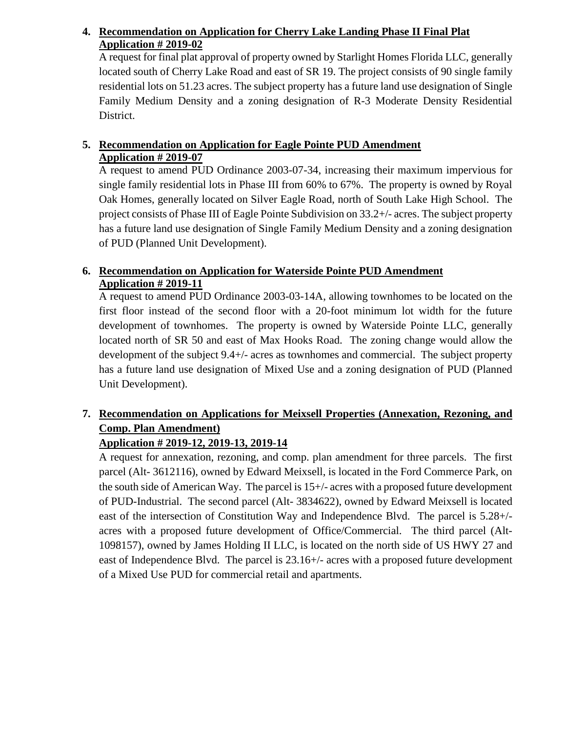4. **<u>Recommendation on Application for Cherry Lake Landing Phase II Final Plat Application # 2019-02</u>**

   A request for final plat approval of property owned by Starlight Homes Florida LLC, generally located south of Cherry Lake Road and east of SR 19. The project consists of 90 single family residential lots on 51.23 acres. The subject property has a future land use designation of Single Family Medium Density and a zoning designation of R-3 Moderate Density Residential District.

5. **<u>Recommendation on Application for Eagle Pointe PUD Amendment Application # 2019-07</u>**

   A request to amend PUD Ordinance 2003-07-34, increasing their maximum impervious for single family residential lots in Phase III from 60% to 67%. The property is owned by Royal Oak Homes, generally located on Silver Eagle Road, north of South Lake High School. The project consists of Phase III of Eagle Pointe Subdivision on 33.2+/- acres. The subject property has a future land use designation of Single Family Medium Density and a zoning designation of PUD (Planned Unit Development).

6. **<u>Recommendation on Application for Waterside Pointe PUD Amendment Application # 2019-11</u>**

   A request to amend PUD Ordinance 2003-03-14A, allowing townhomes to be located on the first floor instead of the second floor with a 20-foot minimum lot width for the future development of townhomes. The property is owned by Waterside Pointe LLC, generally located north of SR 50 and east of Max Hooks Road. The zoning change would allow the development of the subject 9.4+/- acres as townhomes and commercial. The subject property has a future land use designation of Mixed Use and a zoning designation of PUD (Planned Unit Development).

7. **<u>Recommendation on Applications for Meixsell Properties (Annexation, Rezoning, and Comp. Plan Amendment) Application # 2019-12, 2019-13, 2019-14</u>**

   A request for annexation, rezoning, and comp. plan amendment for three parcels. The first parcel (Alt- 3612116), owned by Edward Meixsell, is located in the Ford Commerce Park, on the south side of American Way. The parcel is 15+/- acres with a proposed future development of PUD-Industrial. The second parcel (Alt- 3834622), owned by Edward Meixsell is located east of the intersection of Constitution Way and Independence Blvd. The parcel is 5.28+/- acres with a proposed future development of Office/Commercial. The third parcel (Alt- 1098157), owned by James Holding II LLC, is located on the north side of US HWY 27 and east of Independence Blvd. The parcel is 23.16+/- acres with a proposed future development of a Mixed Use PUD for commercial retail and apartments.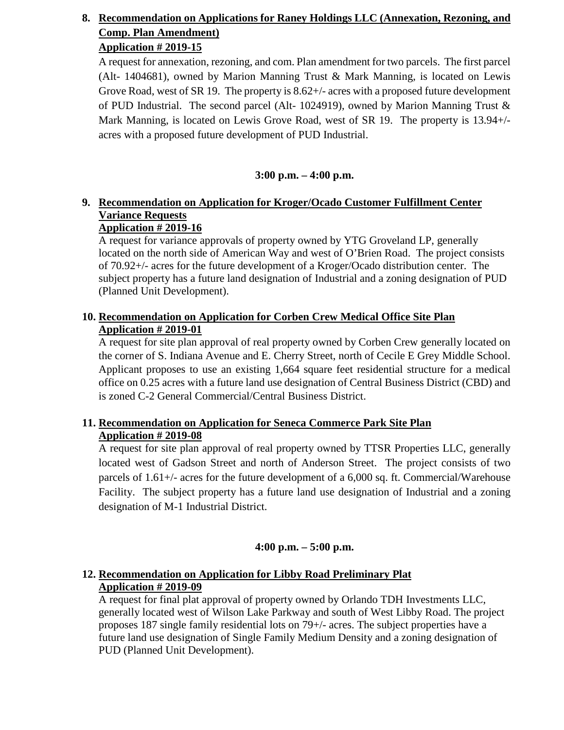8. **<u>Recommendation on Applications for Raney Holdings LLC (Annexation, Rezoning, and Comp. Plan Amendment)</u>**
   **<u>Application # 2019-15</u>**

   A request for annexation, rezoning, and com. Plan amendment for two parcels. The first parcel (Alt- 1404681), owned by Marion Manning Trust & Mark Manning, is located on Lewis Grove Road, west of SR 19. The property is 8.62+/- acres with a proposed future development of PUD Industrial. The second parcel (Alt- 1024919), owned by Marion Manning Trust & Mark Manning, is located on Lewis Grove Road, west of SR 19. The property is 13.94+/- acres with a proposed future development of PUD Industrial.

**3:00 p.m. – 4:00 p.m.**

9. **<u>Recommendation on Application for Kroger/Ocado Customer Fulfillment Center Variance Requests</u>**
   **<u>Application # 2019-16</u>**

   A request for variance approvals of property owned by YTG Groveland LP, generally located on the north side of American Way and west of O'Brien Road. The project consists of 70.92+/- acres for the future development of a Kroger/Ocado distribution center. The subject property has a future land designation of Industrial and a zoning designation of PUD (Planned Unit Development).

10. **<u>Recommendation on Application for Corben Crew Medical Office Site Plan</u>**
    **<u>Application # 2019-01</u>**

    A request for site plan approval of real property owned by Corben Crew generally located on the corner of S. Indiana Avenue and E. Cherry Street, north of Cecile E Grey Middle School. Applicant proposes to use an existing 1,664 square feet residential structure for a medical office on 0.25 acres with a future land use designation of Central Business District (CBD) and is zoned C-2 General Commercial/Central Business District.

11. **<u>Recommendation on Application for Seneca Commerce Park Site Plan</u>**
    **<u>Application # 2019-08</u>**

    A request for site plan approval of real property owned by TTSR Properties LLC, generally located west of Gadson Street and north of Anderson Street. The project consists of two parcels of 1.61+/- acres for the future development of a 6,000 sq. ft. Commercial/Warehouse Facility. The subject property has a future land use designation of Industrial and a zoning designation of M-1 Industrial District.

**4:00 p.m. – 5:00 p.m.**

12. **<u>Recommendation on Application for Libby Road Preliminary Plat</u>**
    **<u>Application # 2019-09</u>**

    A request for final plat approval of property owned by Orlando TDH Investments LLC, generally located west of Wilson Lake Parkway and south of West Libby Road. The project proposes 187 single family residential lots on 79+/- acres. The subject properties have a future land use designation of Single Family Medium Density and a zoning designation of PUD (Planned Unit Development).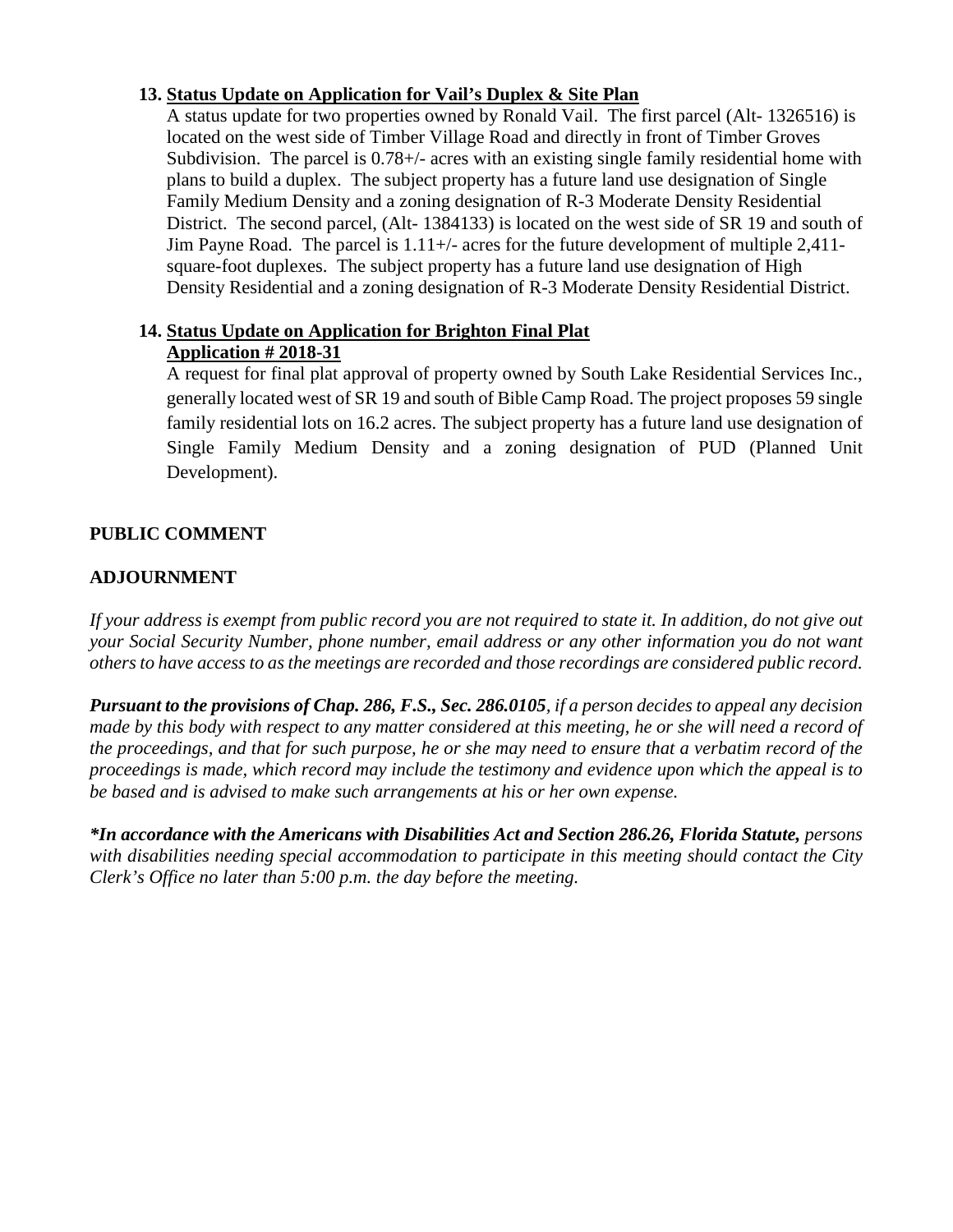13. **Status Update on Application for Vail's Duplex & Site Plan**

A status update for two properties owned by Ronald Vail. The first parcel (Alt- 1326516) is located on the west side of Timber Village Road and directly in front of Timber Groves Subdivision. The parcel is 0.78+/- acres with an existing single family residential home with plans to build a duplex. The subject property has a future land use designation of Single Family Medium Density and a zoning designation of R-3 Moderate Density Residential District. The second parcel, (Alt- 1384133) is located on the west side of SR 19 and south of Jim Payne Road. The parcel is 1.11+/- acres for the future development of multiple 2,411-square-foot duplexes. The subject property has a future land use designation of High Density Residential and a zoning designation of R-3 Moderate Density Residential District.

14. **Status Update on Application for Brighton Final Plat**
**Application # 2018-31**

A request for final plat approval of property owned by South Lake Residential Services Inc., generally located west of SR 19 and south of Bible Camp Road. The project proposes 59 single family residential lots on 16.2 acres. The subject property has a future land use designation of Single Family Medium Density and a zoning designation of PUD (Planned Unit Development).

## PUBLIC COMMENT

## ADJOURNMENT

*If your address is exempt from public record you are not required to state it. In addition, do not give out your Social Security Number, phone number, email address or any other information you do not want others to have access to as the meetings are recorded and those recordings are considered public record.*

***Pursuant to the provisions of Chap. 286, F.S., Sec. 286.0105****, if a person decides to appeal any decision made by this body with respect to any matter considered at this meeting, he or she will need a record of the proceedings, and that for such purpose, he or she may need to ensure that a verbatim record of the proceedings is made, which record may include the testimony and evidence upon which the appeal is to be based and is advised to make such arrangements at his or her own expense.*

***\*In accordance with the Americans with Disabilities Act and Section 286.26, Florida Statute,*** *persons with disabilities needing special accommodation to participate in this meeting should contact the City Clerk's Office no later than 5:00 p.m. the day before the meeting.*